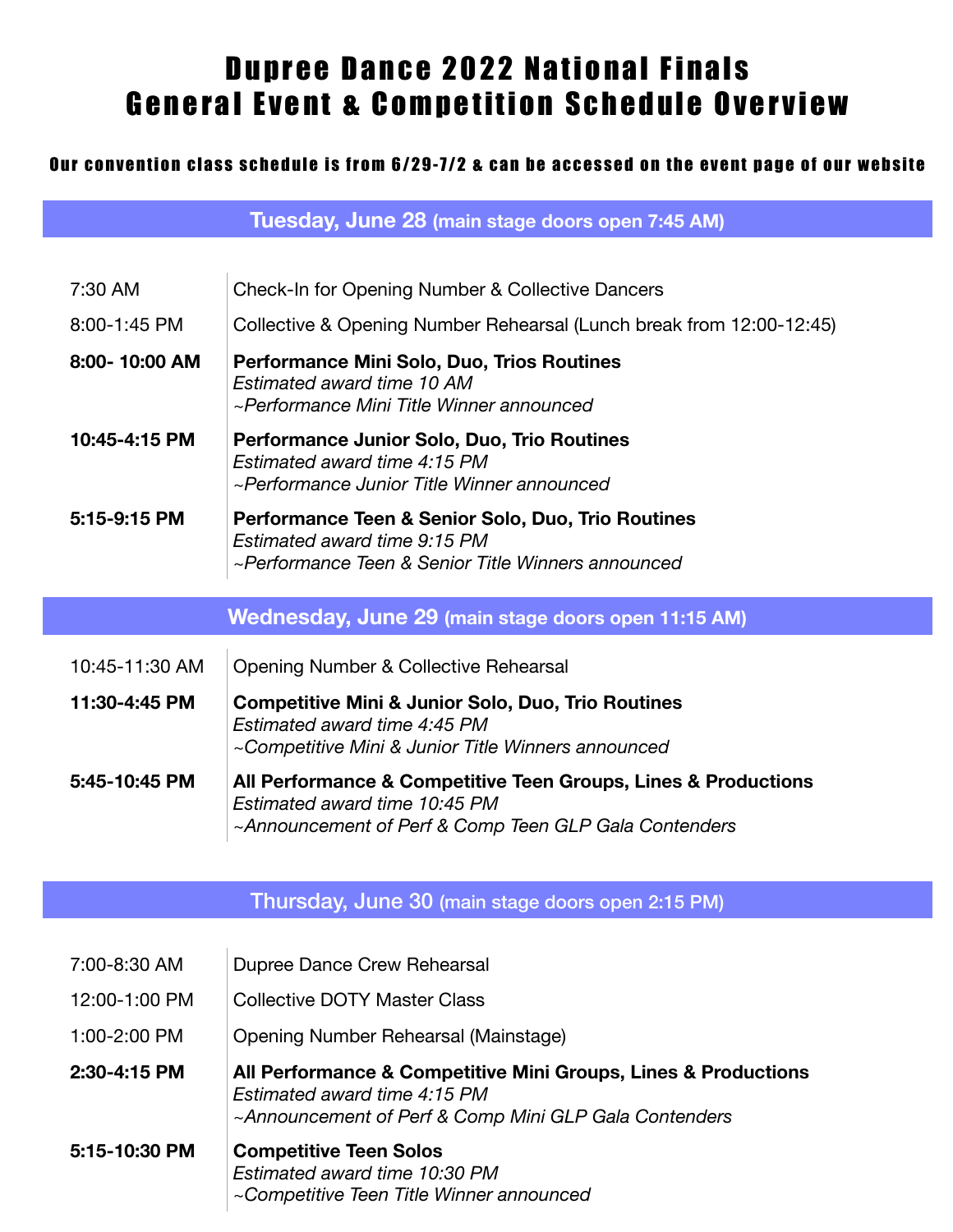# Dupree Dance 2022 National Finals
# General Event & Competition Schedule Overview

**Our convention class schedule is from 6/29-7/2 & can be accessed on the event page of our website**

## Tuesday, June 28 (main stage doors open 7:45 AM)

| | |
|---|---|
| 7:30 AM | Check-In for Opening Number & Collective Dancers |
| 8:00-1:45 PM | Collective & Opening Number Rehearsal (Lunch break from 12:00-12:45) |
| **8:00- 10:00 AM** | **Performance Mini Solo, Duo, Trios Routines**<br>*Estimated award time 10 AM*<br>*~Performance Mini Title Winner announced* |
| **10:45-4:15 PM** | **Performance Junior Solo, Duo, Trio Routines**<br>*Estimated award time 4:15 PM*<br>*~Performance Junior Title Winner announced* |
| **5:15-9:15 PM** | **Performance Teen & Senior Solo, Duo, Trio Routines**<br>*Estimated award time 9:15 PM*<br>*~Performance Teen & Senior Title Winners announced* |

## Wednesday, June 29 (main stage doors open 11:15 AM)

| | |
|---|---|
| 10:45-11:30 AM | Opening Number & Collective Rehearsal |
| **11:30-4:45 PM** | **Competitive Mini & Junior Solo, Duo, Trio Routines**<br>*Estimated award time 4:45 PM*<br>*~Competitive Mini & Junior Title Winners announced* |
| **5:45-10:45 PM** | **All Performance & Competitive Teen Groups, Lines & Productions**<br>*Estimated award time 10:45 PM*<br>*~Announcement of Perf & Comp Teen GLP Gala Contenders* |

## Thursday, June 30 (main stage doors open 2:15 PM)

| | |
|---|---|
| 7:00-8:30 AM | Dupree Dance Crew Rehearsal |
| 12:00-1:00 PM | Collective DOTY Master Class |
| 1:00-2:00 PM | Opening Number Rehearsal (Mainstage) |
| **2:30-4:15 PM** | **All Performance & Competitive Mini Groups, Lines & Productions**<br>*Estimated award time 4:15 PM*<br>*~Announcement of Perf & Comp Mini GLP Gala Contenders* |
| **5:15-10:30 PM** | **Competitive Teen Solos**<br>*Estimated award time 10:30 PM*<br>*~Competitive Teen Title Winner announced* |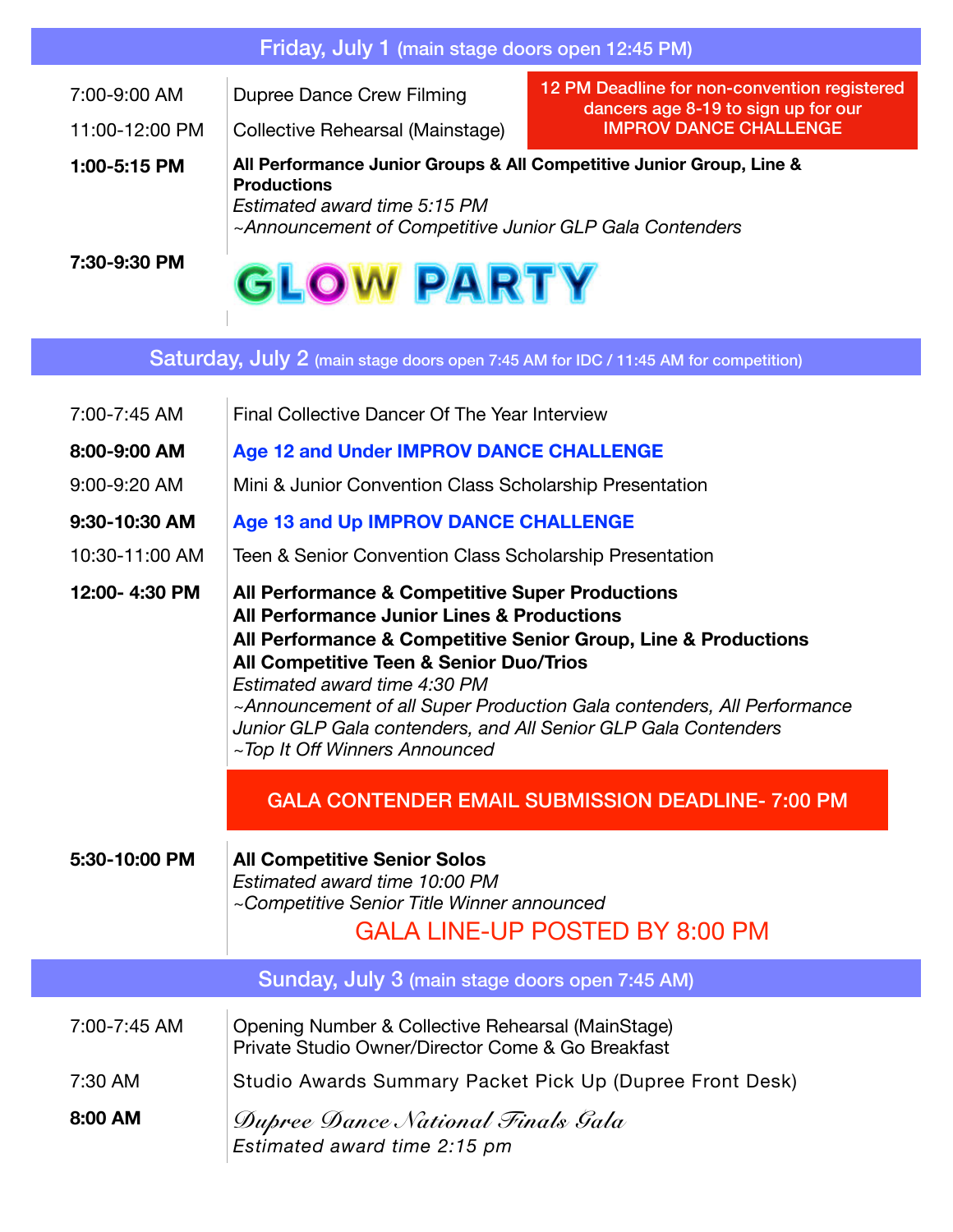## Friday, July 1 (main stage doors open 12:45 PM)

**12 PM Deadline for non-convention registered dancers age 8-19 to sign up for our IMPROV DANCE CHALLENGE**

| | |
|---|---|
| 7:00-9:00 AM | Dupree Dance Crew Filming |
| 11:00-12:00 PM | Collective Rehearsal (Mainstage) |
| **1:00-5:15 PM** | **All Performance Junior Groups & All Competitive Junior Group, Line & Productions**<br>*Estimated award time 5:15 PM*<br>*~Announcement of Competitive Junior GLP Gala Contenders* |
| **7:30-9:30 PM** | **GLOW PARTY** |

## Saturday, July 2 (main stage doors open 7:45 AM for IDC / 11:45 AM for competition)

| | |
|---|---|
| 7:00-7:45 AM | Final Collective Dancer Of The Year Interview |
| **8:00-9:00 AM** | **Age 12 and Under IMPROV DANCE CHALLENGE** |
| 9:00-9:20 AM | Mini & Junior Convention Class Scholarship Presentation |
| **9:30-10:30 AM** | **Age 13 and Up IMPROV DANCE CHALLENGE** |
| 10:30-11:00 AM | Teen & Senior Convention Class Scholarship Presentation |
| **12:00- 4:30 PM** | **All Performance & Competitive Super Productions**<br>**All Performance Junior Lines & Productions**<br>**All Performance & Competitive Senior Group, Line & Productions**<br>**All Competitive Teen & Senior Duo/Trios**<br>*Estimated award time 4:30 PM*<br>*~Announcement of all Super Production Gala contenders, All Performance Junior GLP Gala contenders, and All Senior GLP Gala Contenders*<br>*~Top It Off Winners Announced* |

**GALA CONTENDER EMAIL SUBMISSION DEADLINE- 7:00 PM**

| | |
|---|---|
| **5:30-10:00 PM** | **All Competitive Senior Solos**<br>*Estimated award time 10:00 PM*<br>*~Competitive Senior Title Winner announced* |

**GALA LINE-UP POSTED BY 8:00 PM**

## Sunday, July 3 (main stage doors open 7:45 AM)

| | |
|---|---|
| 7:00-7:45 AM | Opening Number & Collective Rehearsal (MainStage)<br>Private Studio Owner/Director Come & Go Breakfast |
| 7:30 AM | Studio Awards Summary Packet Pick Up (Dupree Front Desk) |
| **8:00 AM** | *Dupree Dance National Finals Gala*<br>*Estimated award time 2:15 pm* |